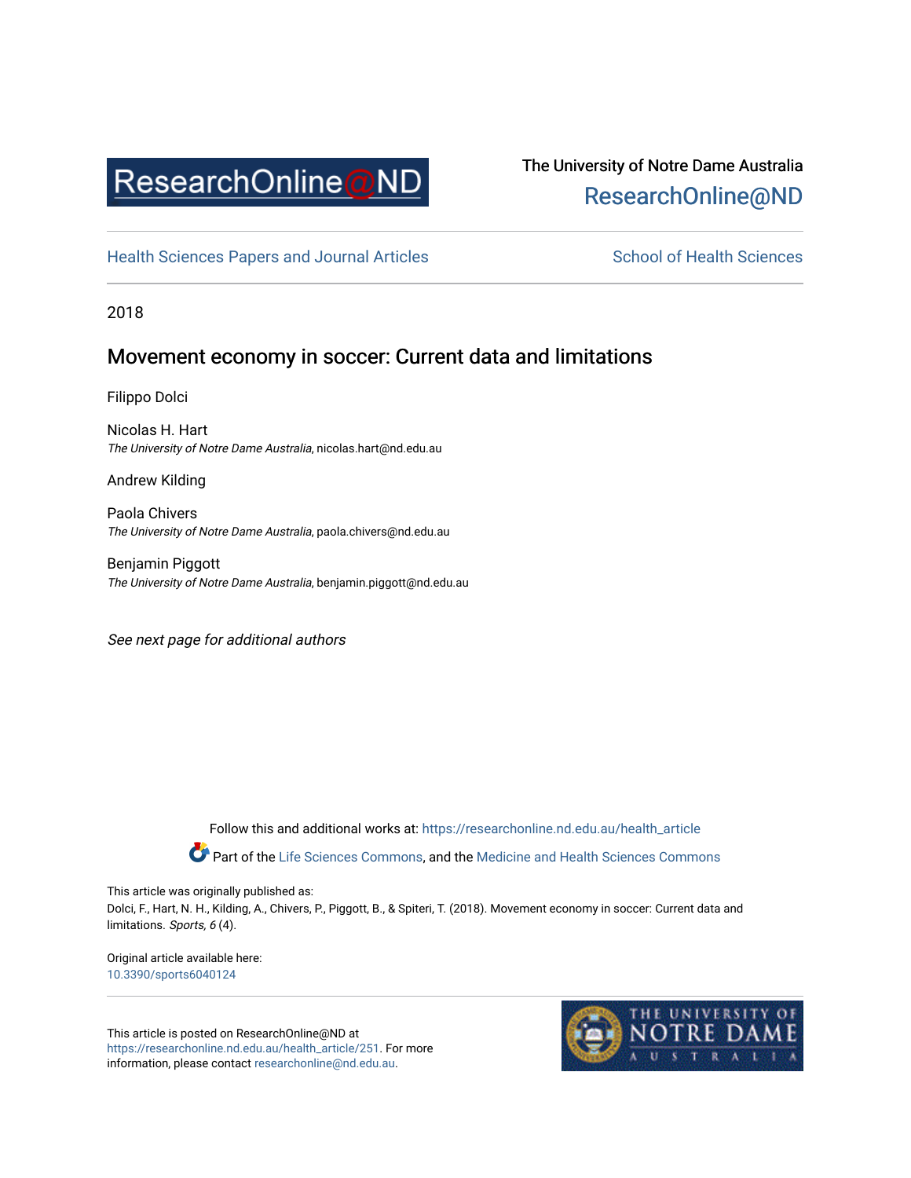The University of Notre Dame Australia
ResearchOnline@ND

Health Sciences Papers and Journal Articles | School of Health Sciences

2018

# Movement economy in soccer: Current data and limitations

Filippo Dolci

Nicolas H. Hart
*The University of Notre Dame Australia*, nicolas.hart@nd.edu.au

Andrew Kilding

Paola Chivers
*The University of Notre Dame Australia*, paola.chivers@nd.edu.au

Benjamin Piggott
*The University of Notre Dame Australia*, benjamin.piggott@nd.edu.au

*See next page for additional authors*

Follow this and additional works at: https://researchonline.nd.edu.au/health_article

Part of the Life Sciences Commons, and the Medicine and Health Sciences Commons

This article was originally published as:
Dolci, F., Hart, N. H., Kilding, A., Chivers, P., Piggott, B., & Spiteri, T. (2018). Movement economy in soccer: Current data and limitations. *Sports, 6* (4).

Original article available here:
10.3390/sports6040124

This article is posted on ResearchOnline@ND at https://researchonline.nd.edu.au/health_article/251. For more information, please contact researchonline@nd.edu.au.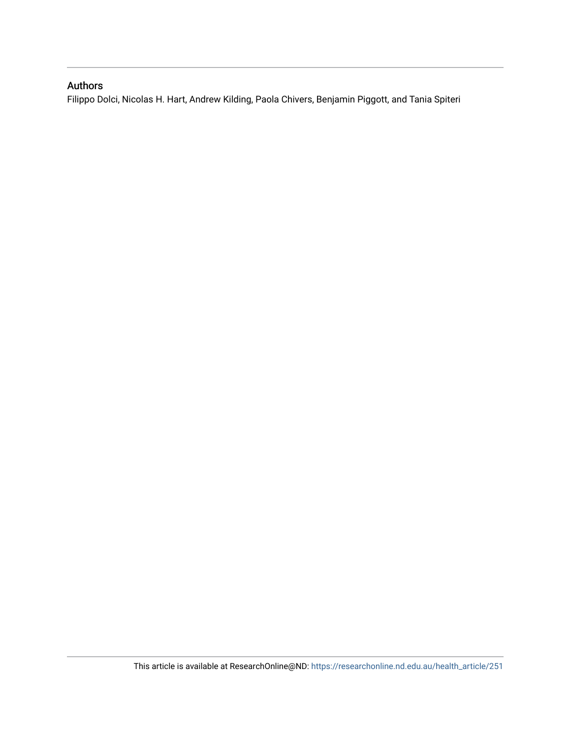## Authors

Filippo Dolci, Nicolas H. Hart, Andrew Kilding, Paola Chivers, Benjamin Piggott, and Tania Spiteri

This article is available at ResearchOnline@ND: https://researchonline.nd.edu.au/health_article/251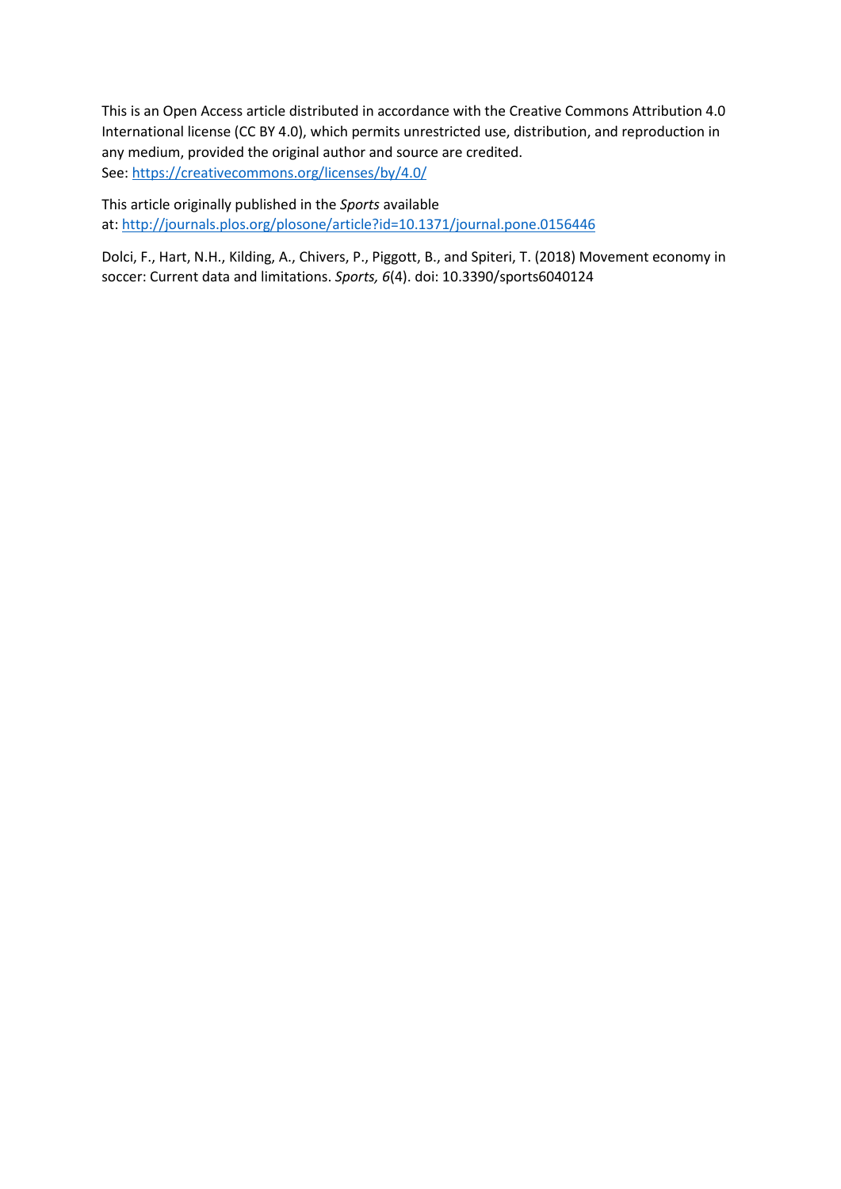This is an Open Access article distributed in accordance with the Creative Commons Attribution 4.0 International license (CC BY 4.0), which permits unrestricted use, distribution, and reproduction in any medium, provided the original author and source are credited.
See: [https://creativecommons.org/licenses/by/4.0/](https://creativecommons.org/licenses/by/4.0/)

This article originally published in the *Sports* available at: [http://journals.plos.org/plosone/article?id=10.1371/journal.pone.0156446](http://journals.plos.org/plosone/article?id=10.1371/journal.pone.0156446)

Dolci, F., Hart, N.H., Kilding, A., Chivers, P., Piggott, B., and Spiteri, T. (2018) Movement economy in soccer: Current data and limitations. *Sports, 6*(4). doi: 10.3390/sports6040124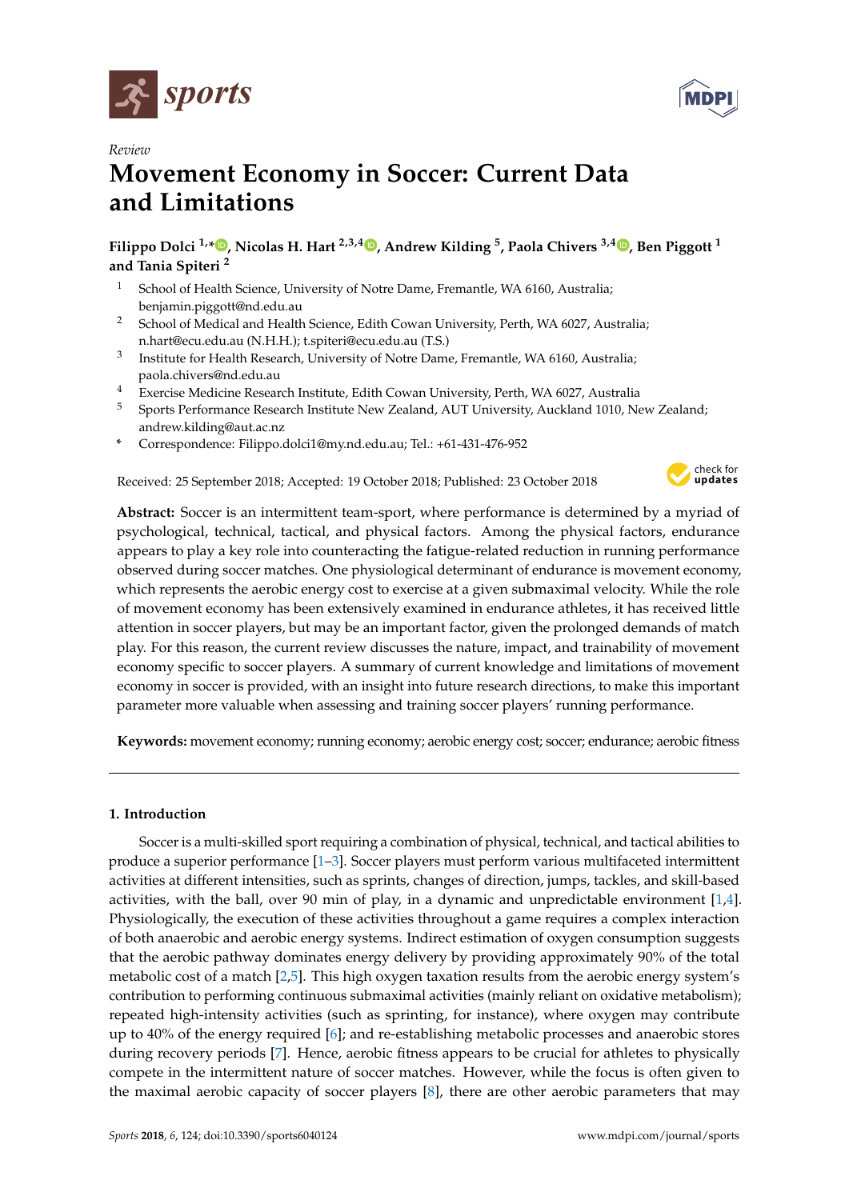# sports

*Review*

# Movement Economy in Soccer: Current Data and Limitations

**Filippo Dolci [1,*], Nicolas H. Hart [2,3,4], Andrew Kilding [5], Paola Chivers [3,4], Ben Piggott [1] and Tania Spiteri [2]**

1. School of Health Science, University of Notre Dame, Fremantle, WA 6160, Australia; benjamin.piggott@nd.edu.au
2. School of Medical and Health Science, Edith Cowan University, Perth, WA 6027, Australia; n.hart@ecu.edu.au (N.H.H.); t.spiteri@ecu.edu.au (T.S.)
3. Institute for Health Research, University of Notre Dame, Fremantle, WA 6160, Australia; paola.chivers@nd.edu.au
4. Exercise Medicine Research Institute, Edith Cowan University, Perth, WA 6027, Australia
5. Sports Performance Research Institute New Zealand, AUT University, Auckland 1010, New Zealand; andrew.kilding@aut.ac.nz

\* Correspondence: Filippo.dolci1@my.nd.edu.au; Tel.: +61-431-476-952

Received: 25 September 2018; Accepted: 19 October 2018; Published: 23 October 2018

**Abstract:** Soccer is an intermittent team-sport, where performance is determined by a myriad of psychological, technical, tactical, and physical factors. Among the physical factors, endurance appears to play a key role into counteracting the fatigue-related reduction in running performance observed during soccer matches. One physiological determinant of endurance is movement economy, which represents the aerobic energy cost to exercise at a given submaximal velocity. While the role of movement economy has been extensively examined in endurance athletes, it has received little attention in soccer players, but may be an important factor, given the prolonged demands of match play. For this reason, the current review discusses the nature, impact, and trainability of movement economy specific to soccer players. A summary of current knowledge and limitations of movement economy in soccer is provided, with an insight into future research directions, to make this important parameter more valuable when assessing and training soccer players' running performance.

**Keywords:** movement economy; running economy; aerobic energy cost; soccer; endurance; aerobic fitness

## 1. Introduction

Soccer is a multi-skilled sport requiring a combination of physical, technical, and tactical abilities to produce a superior performance [1–3]. Soccer players must perform various multifaceted intermittent activities at different intensities, such as sprints, changes of direction, jumps, tackles, and skill-based activities, with the ball, over 90 min of play, in a dynamic and unpredictable environment [1,4]. Physiologically, the execution of these activities throughout a game requires a complex interaction of both anaerobic and aerobic energy systems. Indirect estimation of oxygen consumption suggests that the aerobic pathway dominates energy delivery by providing approximately 90% of the total metabolic cost of a match [2,5]. This high oxygen taxation results from the aerobic energy system's contribution to performing continuous submaximal activities (mainly reliant on oxidative metabolism); repeated high-intensity activities (such as sprinting, for instance), where oxygen may contribute up to 40% of the energy required [6]; and re-establishing metabolic processes and anaerobic stores during recovery periods [7]. Hence, aerobic fitness appears to be crucial for athletes to physically compete in the intermittent nature of soccer matches. However, while the focus is often given to the maximal aerobic capacity of soccer players [8], there are other aerobic parameters that may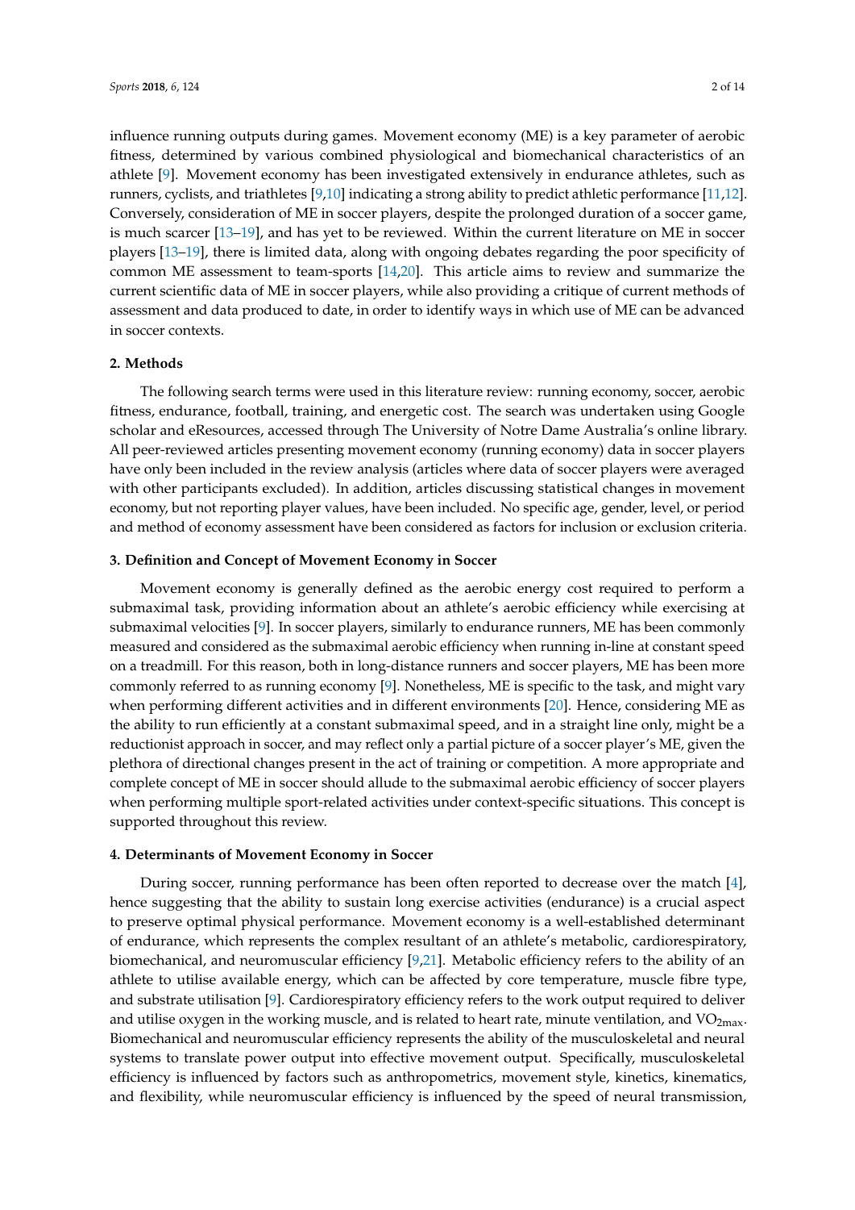influence running outputs during games. Movement economy (ME) is a key parameter of aerobic fitness, determined by various combined physiological and biomechanical characteristics of an athlete [9]. Movement economy has been investigated extensively in endurance athletes, such as runners, cyclists, and triathletes [9,10] indicating a strong ability to predict athletic performance [11,12]. Conversely, consideration of ME in soccer players, despite the prolonged duration of a soccer game, is much scarcer [13–19], and has yet to be reviewed. Within the current literature on ME in soccer players [13–19], there is limited data, along with ongoing debates regarding the poor specificity of common ME assessment to team-sports [14,20]. This article aims to review and summarize the current scientific data of ME in soccer players, while also providing a critique of current methods of assessment and data produced to date, in order to identify ways in which use of ME can be advanced in soccer contexts.

## 2. Methods

The following search terms were used in this literature review: running economy, soccer, aerobic fitness, endurance, football, training, and energetic cost. The search was undertaken using Google scholar and eResources, accessed through The University of Notre Dame Australia's online library. All peer-reviewed articles presenting movement economy (running economy) data in soccer players have only been included in the review analysis (articles where data of soccer players were averaged with other participants excluded). In addition, articles discussing statistical changes in movement economy, but not reporting player values, have been included. No specific age, gender, level, or period and method of economy assessment have been considered as factors for inclusion or exclusion criteria.

## 3. Definition and Concept of Movement Economy in Soccer

Movement economy is generally defined as the aerobic energy cost required to perform a submaximal task, providing information about an athlete's aerobic efficiency while exercising at submaximal velocities [9]. In soccer players, similarly to endurance runners, ME has been commonly measured and considered as the submaximal aerobic efficiency when running in-line at constant speed on a treadmill. For this reason, both in long-distance runners and soccer players, ME has been more commonly referred to as running economy [9]. Nonetheless, ME is specific to the task, and might vary when performing different activities and in different environments [20]. Hence, considering ME as the ability to run efficiently at a constant submaximal speed, and in a straight line only, might be a reductionist approach in soccer, and may reflect only a partial picture of a soccer player's ME, given the plethora of directional changes present in the act of training or competition. A more appropriate and complete concept of ME in soccer should allude to the submaximal aerobic efficiency of soccer players when performing multiple sport-related activities under context-specific situations. This concept is supported throughout this review.

## 4. Determinants of Movement Economy in Soccer

During soccer, running performance has been often reported to decrease over the match [4], hence suggesting that the ability to sustain long exercise activities (endurance) is a crucial aspect to preserve optimal physical performance. Movement economy is a well-established determinant of endurance, which represents the complex resultant of an athlete's metabolic, cardiorespiratory, biomechanical, and neuromuscular efficiency [9,21]. Metabolic efficiency refers to the ability of an athlete to utilise available energy, which can be affected by core temperature, muscle fibre type, and substrate utilisation [9]. Cardiorespiratory efficiency refers to the work output required to deliver and utilise oxygen in the working muscle, and is related to heart rate, minute ventilation, and $VO_{2max}$. Biomechanical and neuromuscular efficiency represents the ability of the musculoskeletal and neural systems to translate power output into effective movement output. Specifically, musculoskeletal efficiency is influenced by factors such as anthropometrics, movement style, kinetics, kinematics, and flexibility, while neuromuscular efficiency is influenced by the speed of neural transmission,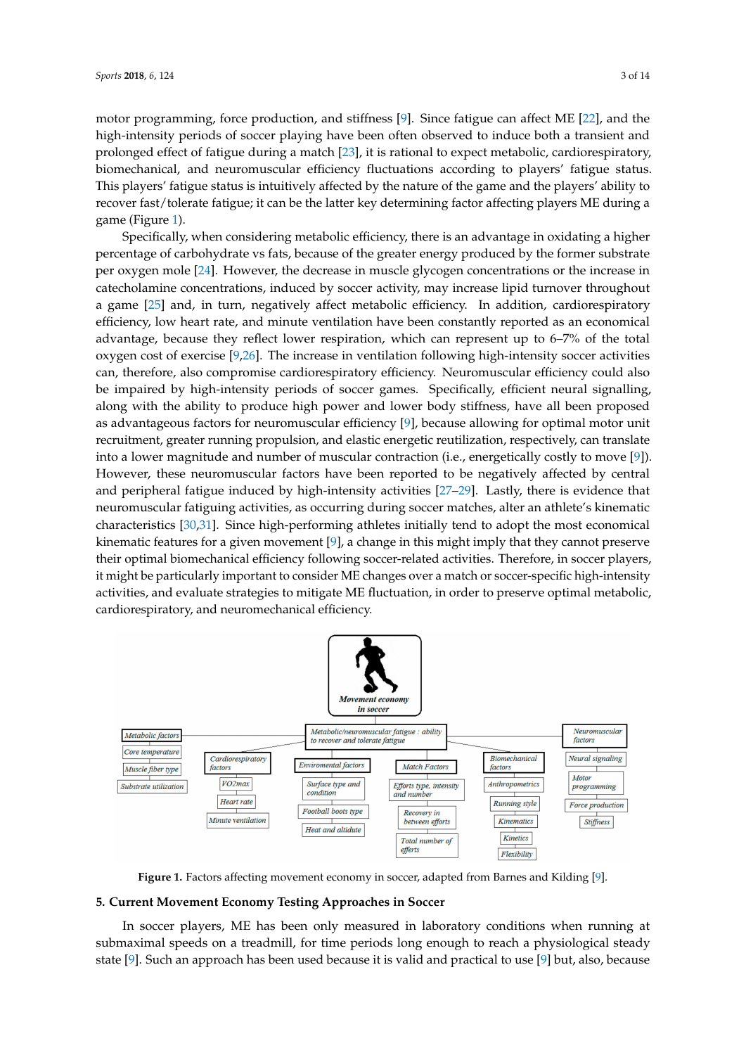motor programming, force production, and stiffness [9]. Since fatigue can affect ME [22], and the high-intensity periods of soccer playing have been often observed to induce both a transient and prolonged effect of fatigue during a match [23], it is rational to expect metabolic, cardiorespiratory, biomechanical, and neuromuscular efficiency fluctuations according to players' fatigue status. This players' fatigue status is intuitively affected by the nature of the game and the players' ability to recover fast/tolerate fatigue; it can be the latter key determining factor affecting players ME during a game (Figure 1).

Specifically, when considering metabolic efficiency, there is an advantage in oxidating a higher percentage of carbohydrate vs fats, because of the greater energy produced by the former substrate per oxygen mole [24]. However, the decrease in muscle glycogen concentrations or the increase in catecholamine concentrations, induced by soccer activity, may increase lipid turnover throughout a game [25] and, in turn, negatively affect metabolic efficiency. In addition, cardiorespiratory efficiency, low heart rate, and minute ventilation have been constantly reported as an economical advantage, because they reflect lower respiration, which can represent up to 6–7% of the total oxygen cost of exercise [9,26]. The increase in ventilation following high-intensity soccer activities can, therefore, also compromise cardiorespiratory efficiency. Neuromuscular efficiency could also be impaired by high-intensity periods of soccer games. Specifically, efficient neural signalling, along with the ability to produce high power and lower body stiffness, have all been proposed as advantageous factors for neuromuscular efficiency [9], because allowing for optimal motor unit recruitment, greater running propulsion, and elastic energetic reutilization, respectively, can translate into a lower magnitude and number of muscular contraction (i.e., energetically costly to move [9]). However, these neuromuscular factors have been reported to be negatively affected by central and peripheral fatigue induced by high-intensity activities [27–29]. Lastly, there is evidence that neuromuscular fatiguing activities, as occurring during soccer matches, alter an athlete's kinematic characteristics [30,31]. Since high-performing athletes initially tend to adopt the most economical kinematic features for a given movement [9], a change in this might imply that they cannot preserve their optimal biomechanical efficiency following soccer-related activities. Therefore, in soccer players, it might be particularly important to consider ME changes over a match or soccer-specific high-intensity activities, and evaluate strategies to mitigate ME fluctuation, in order to preserve optimal metabolic, cardiorespiratory, and neuromechanical efficiency.

**Figure 1.** Factors affecting movement economy in soccer, adapted from Barnes and Kilding [9].

## 5. Current Movement Economy Testing Approaches in Soccer

In soccer players, ME has been only measured in laboratory conditions when running at submaximal speeds on a treadmill, for time periods long enough to reach a physiological steady state [9]. Such an approach has been used because it is valid and practical to use [9] but, also, because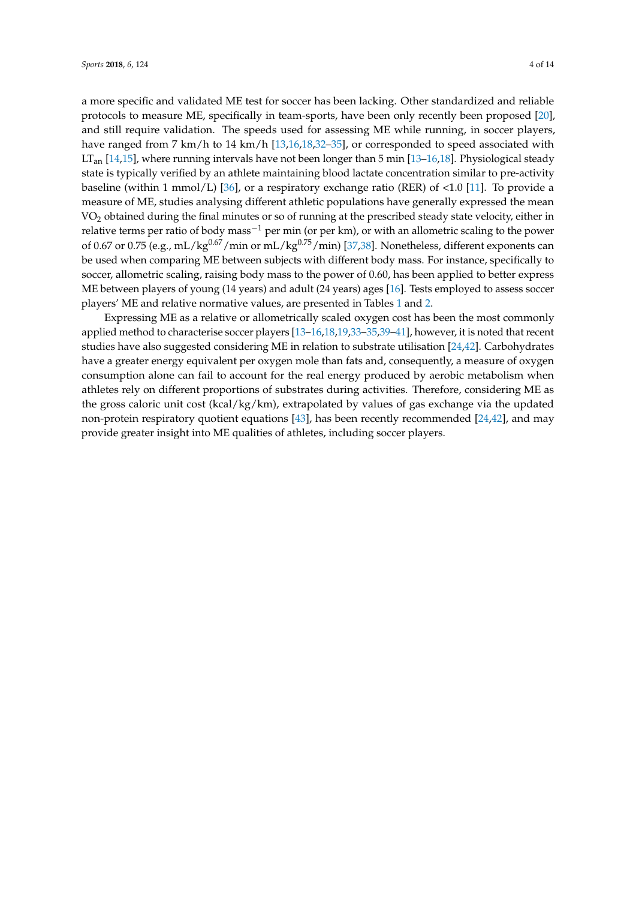a more specific and validated ME test for soccer has been lacking. Other standardized and reliable protocols to measure ME, specifically in team-sports, have been only recently been proposed [20], and still require validation. The speeds used for assessing ME while running, in soccer players, have ranged from 7 km/h to 14 km/h [13,16,18,32–35], or corresponded to speed associated with $LT_{an}$ [14,15], where running intervals have not been longer than 5 min [13–16,18]. Physiological steady state is typically verified by an athlete maintaining blood lactate concentration similar to pre-activity baseline (within 1 mmol/L) [36], or a respiratory exchange ratio (RER) of <1.0 [11]. To provide a measure of ME, studies analysing different athletic populations have generally expressed the mean $VO_2$ obtained during the final minutes or so of running at the prescribed steady state velocity, either in relative terms per ratio of body mass$^{-1}$ per min (or per km), or with an allometric scaling to the power of 0.67 or 0.75 (e.g., mL/kg$^{0.67}$/min or mL/kg$^{0.75}$/min) [37,38]. Nonetheless, different exponents can be used when comparing ME between subjects with different body mass. For instance, specifically to soccer, allometric scaling, raising body mass to the power of 0.60, has been applied to better express ME between players of young (14 years) and adult (24 years) ages [16]. Tests employed to assess soccer players' ME and relative normative values, are presented in Tables 1 and 2.

Expressing ME as a relative or allometrically scaled oxygen cost has been the most commonly applied method to characterise soccer players [13–16,18,19,33–35,39–41], however, it is noted that recent studies have also suggested considering ME in relation to substrate utilisation [24,42]. Carbohydrates have a greater energy equivalent per oxygen mole than fats and, consequently, a measure of oxygen consumption alone can fail to account for the real energy produced by aerobic metabolism when athletes rely on different proportions of substrates during activities. Therefore, considering ME as the gross caloric unit cost (kcal/kg/km), extrapolated by values of gas exchange via the updated non-protein respiratory quotient equations [43], has been recently recommended [24,42], and may provide greater insight into ME qualities of athletes, including soccer players.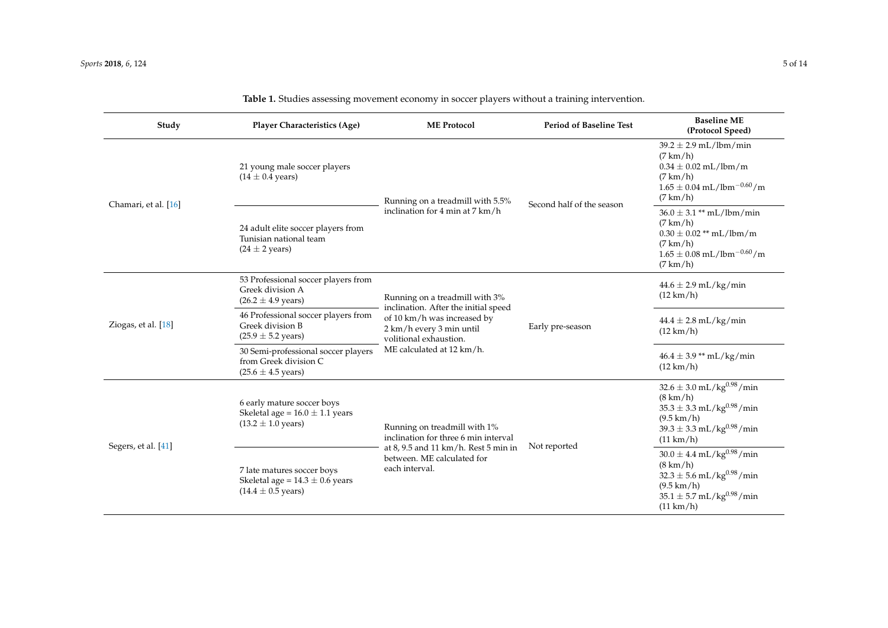**Table 1.** Studies assessing movement economy in soccer players without a training intervention.

| Study | Player Characteristics (Age) | ME Protocol | Period of Baseline Test | Baseline ME (Protocol Speed) |
|---|---|---|---|---|
| Chamari, et al. [16] | 21 young male soccer players ($14 \pm 0.4$ years) | Running on a treadmill with 5.5% inclination for 4 min at 7 km/h | Second half of the season | $39.2 \pm 2.9$ mL/lbm/min (7 km/h) $0.34 \pm 0.02$ mL/lbm/m (7 km/h) $1.65 \pm 0.04$ mL/lbm$^{-0.60}$/m (7 km/h) |
| | 24 adult elite soccer players from Tunisian national team ($24 \pm 2$ years) | | | $36.0 \pm 3.1$ ** mL/lbm/min (7 km/h) $0.30 \pm 0.02$ ** mL/lbm/m (7 km/h) $1.65 \pm 0.08$ mL/lbm$^{-0.60}$/m (7 km/h) |
| Ziogas, et al. [18] | 53 Professional soccer players from Greek division A ($26.2 \pm 4.9$ years) | Running on a treadmill with 3% inclination. After the initial speed of 10 km/h was increased by 2 km/h every 3 min until volitional exhaustion. ME calculated at 12 km/h. | Early pre-season | $44.6 \pm 2.9$ mL/kg/min (12 km/h) |
| | 46 Professional soccer players from Greek division B ($25.9 \pm 5.2$ years) | | | $44.4 \pm 2.8$ mL/kg/min (12 km/h) |
| | 30 Semi-professional soccer players from Greek division C ($25.6 \pm 4.5$ years) | | | $46.4 \pm 3.9$ ** mL/kg/min (12 km/h) |
| Segers, et al. [41] | 6 early mature soccer boys Skeletal age = $16.0 \pm 1.1$ years ($13.2 \pm 1.0$ years) | Running on treadmill with 1% inclination for three 6 min interval at 8, 9.5 and 11 km/h. Rest 5 min in between. ME calculated for each interval. | Not reported | $32.6 \pm 3.0$ mL/kg$^{0.98}$/min (8 km/h) $35.3 \pm 3.3$ mL/kg$^{0.98}$/min (9.5 km/h) $39.3 \pm 3.3$ mL/kg$^{0.98}$/min (11 km/h) |
| | 7 late matures soccer boys Skeletal age = $14.3 \pm 0.6$ years ($14.4 \pm 0.5$ years) | | | $30.0 \pm 4.4$ mL/kg$^{0.98}$/min (8 km/h) $32.3 \pm 5.6$ mL/kg$^{0.98}$/min (9.5 km/h) $35.1 \pm 5.7$ mL/kg$^{0.98}$/min (11 km/h) |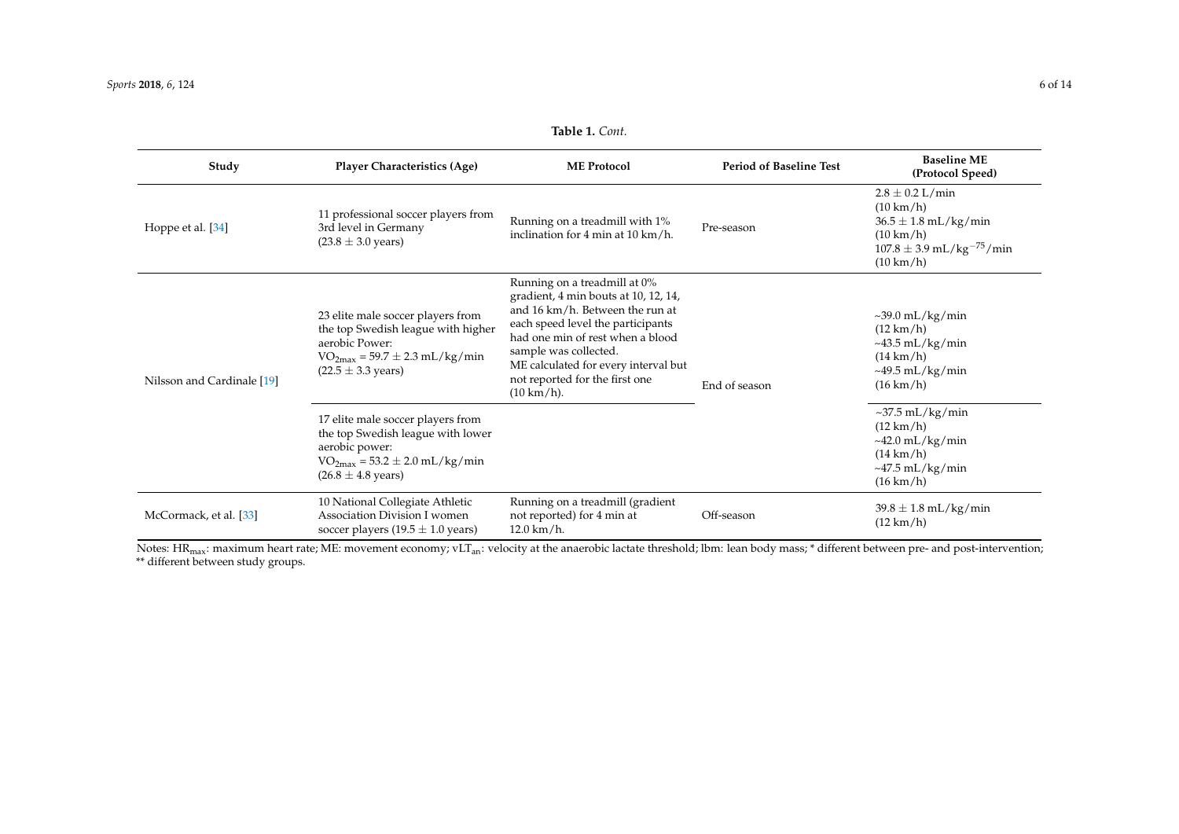**Table 1.** *Cont.*

| Study | Player Characteristics (Age) | ME Protocol | Period of Baseline Test | Baseline ME (Protocol Speed) |
|---|---|---|---|---|
| Hoppe et al. [34] | 11 professional soccer players from 3rd level in Germany (23.8 ± 3.0 years) | Running on a treadmill with 1% inclination for 4 min at 10 km/h. | Pre-season | 2.8 ± 0.2 L/min (10 km/h) 36.5 ± 1.8 mL/kg/min (10 km/h) 107.8 ± 3.9 mL/kg$^{-75}$/min (10 km/h) |
| Nilsson and Cardinale [19] | 23 elite male soccer players from the top Swedish league with higher aerobic Power: $VO_{2max}$ = 59.7 ± 2.3 mL/kg/min (22.5 ± 3.3 years) | Running on a treadmill at 0% gradient, 4 min bouts at 10, 12, 14, and 16 km/h. Between the run at each speed level the participants had one min of rest when a blood sample was collected. ME calculated for every interval but not reported for the first one (10 km/h). | End of season | ~39.0 mL/kg/min (12 km/h) ~43.5 mL/kg/min (14 km/h) ~49.5 mL/kg/min (16 km/h) |
| | 17 elite male soccer players from the top Swedish league with lower aerobic power: $VO_{2max}$ = 53.2 ± 2.0 mL/kg/min (26.8 ± 4.8 years) | | | ~37.5 mL/kg/min (12 km/h) ~42.0 mL/kg/min (14 km/h) ~47.5 mL/kg/min (16 km/h) |
| McCormack, et al. [33] | 10 National Collegiate Athletic Association Division I women soccer players (19.5 ± 1.0 years) | Running on a treadmill (gradient not reported) for 4 min at 12.0 km/h. | Off-season | 39.8 ± 1.8 mL/kg/min (12 km/h) |

Notes: $HR_{max}$: maximum heart rate; ME: movement economy; $vLT_{an}$: velocity at the anaerobic lactate threshold; lbm: lean body mass; * different between pre- and post-intervention; ** different between study groups.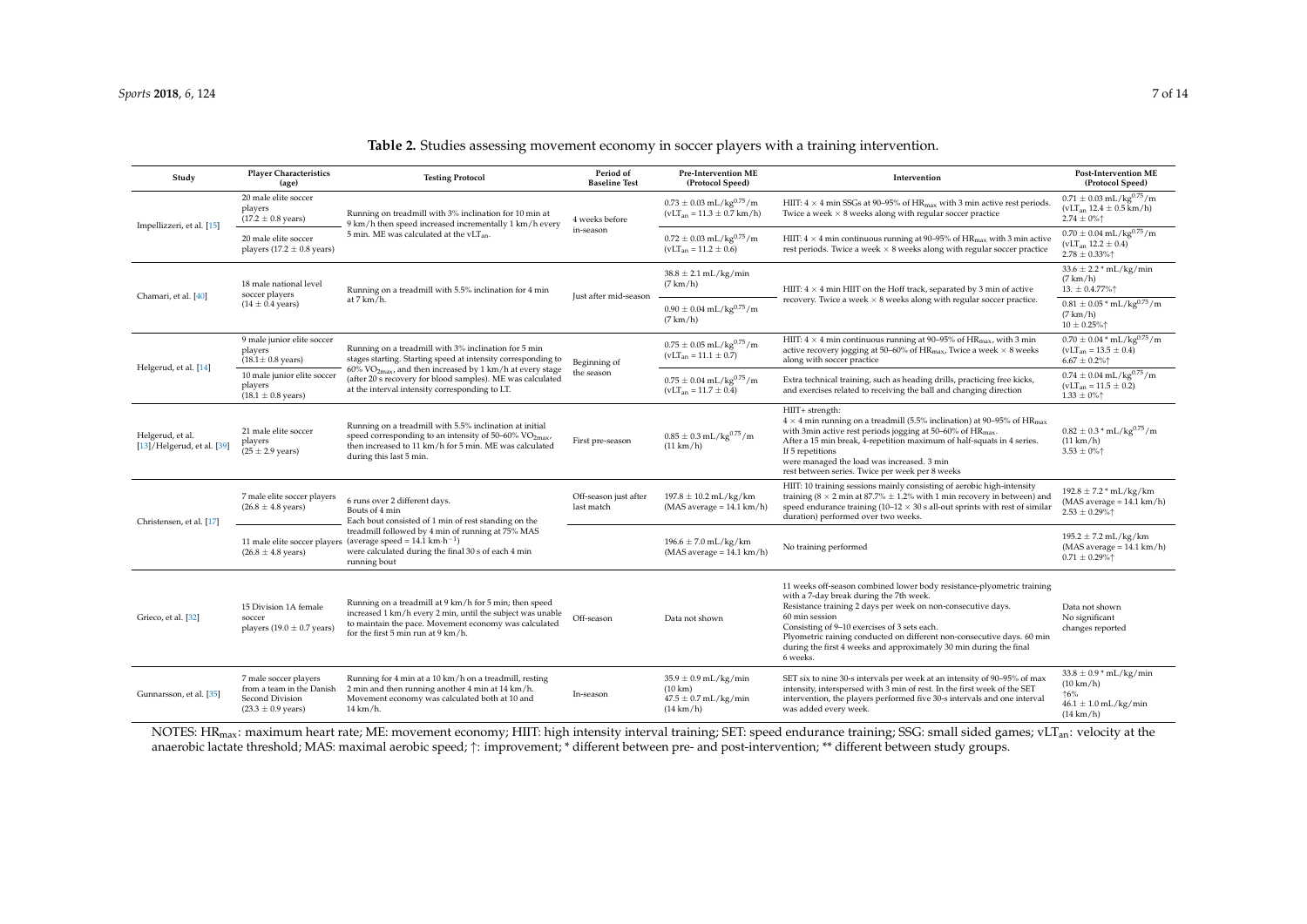**Table 2.** Studies assessing movement economy in soccer players with a training intervention.

| Study | Player Characteristics (age) | Testing Protocol | Period of Baseline Test | Pre-Intervention ME (Protocol Speed) | Intervention | Post-Intervention ME (Protocol Speed) |
|---|---|---|---|---|---|---|
| Impellizzeri, et al. [15] | 20 male elite soccer players (17.2 ± 0.8 years) | Running on treadmill with 3% inclination for 10 min at 9 km/h then speed increased incrementally 1 km/h every 5 min. ME was calculated at the $vLT_{an}$. | 4 weeks before in-season | $0.73 \pm 0.03$ mL/kg$^{0.75}$/m ($vLT_{an} = 11.3 \pm 0.7$ km/h) | HIIT: 4 × 4 min SSGs at 90–95% of $HR_{max}$ with 3 min active rest periods. Twice a week × 8 weeks along with regular soccer practice | $0.71 \pm 0.03$ mL/kg$^{0.75}$/m ($vLT_{an}$ 12.4 ± 0.5 km/h) 2.74 ± 0%↑ |
| | 20 male elite soccer players (17.2 ± 0.8 years) | | | $0.72 \pm 0.03$ mL/kg$^{0.75}$/m ($vLT_{an} = 11.2 \pm 0.6$) | HIIT: 4 × 4 min continuous running at 90–95% of $HR_{max}$ with 3 min active rest periods. Twice a week × 8 weeks along with regular soccer practice | $0.70 \pm 0.04$ mL/kg$^{0.75}$/m ($vLT_{an}$ 12.2 ± 0.4) 2.78 ± 0.33%↑ |
| Chamari, et al. [40] | 18 male national level soccer players (14 ± 0.4 years) | Running on a treadmill with 5.5% inclination for 4 min at 7 km/h. | Just after mid-season | 38.8 ± 2.1 mL/kg/min (7 km/h) | HIIT: 4 × 4 min HIIT on the Hoff track, separated by 3 min of active recovery. Twice a week × 8 weeks along with regular soccer practice. | 33.6 ± 2.2 * mL/kg/min (7 km/h) 13. ± 0.4.77%↑ |
| | | | | $0.90 \pm 0.04$ mL/kg$^{0.75}$/m (7 km/h) | | $0.81 \pm 0.05$ * mL/kg$^{0.75}$/m (7 km/h) 10 ± 0.25%↑ |
| Helgerud, et al. [14] | 9 male junior elite soccer players (18.1± 0.8 years) | Running on a treadmill with 3% inclination for 5 min stages starting. Starting speed at intensity corresponding to 60% $VO_{2max}$, and then increased by 1 km/h at every stage (after 20 s recovery for blood samples). ME was calculated at the interval intensity corresponding to LT. | Beginning of the season | $0.75 \pm 0.05$ mL/kg$^{0.75}$/m ($vLT_{an} = 11.1 \pm 0.7$) | HIIT: 4 × 4 min continuous running at 90–95% of $HR_{max}$, with 3 min active recovery jogging at 50–60% of $HR_{max}$, Twice a week × 8 weeks along with soccer practice | $0.70 \pm 0.04$ * mL/kg$^{0.75}$/m ($vLT_{an} = 13.5 \pm 0.4$) 6.67 ± 0.2%↑ |
| | 10 male junior elite soccer players (18.1 ± 0.8 years) | | | $0.75 \pm 0.04$ mL/kg$^{0.75}$/m ($vLT_{an} = 11.7 \pm 0.4$) | Extra technical training, such as heading drills, practicing free kicks, and exercises related to receiving the ball and changing direction | $0.74 \pm 0.04$ mL/kg$^{0.75}$/m ($vLT_{an} = 11.5 \pm 0.2$) 1.33 ± 0%↑ |
| Helgerud, et al. [13]/Helgerud, et al. [39] | 21 male elite soccer players (25 ± 2.9 years) | Running on a treadmill with 5.5% inclination at initial speed corresponding to an intensity of 50–60% $VO_{2max}$, then increased to 11 km/h for 5 min. ME was calculated during this last 5 min. | First pre-season | $0.85 \pm 0.3$ mL/kg$^{0.75}$/m (11 km/h) | HIIT+ strength: 4 × 4 min running on a treadmill (5.5% inclination) at 90–95% of $HR_{max}$ with 3min active rest periods jogging at 50–60% of $HR_{max}$. After a 15 min break, 4-repetition maximum of half-squats in 4 series. If 5 repetitions were managed the load was increased. 3 min rest between series. Twice per week per 8 weeks | $0.82 \pm 0.3$ * mL/kg$^{0.75}$/m (11 km/h) 3.53 ± 0%↑ |
| Christensen, et al. [17] | 7 male elite soccer players (26.8 ± 4.8 years) | 6 runs over 2 different days. Bouts of 4 min Each bout consisted of 1 min of rest standing on the treadmill followed by 4 min of running at 75% MAS (average speed = 14.1 km·h$^{-1}$) were calculated during the final 30 s of each 4 min running bout | Off-season just after last match | 197.8 ± 10.2 mL/kg/km (MAS average = 14.1 km/h) | HIIT: 10 training sessions mainly consisting of aerobic high-intensity training (8 × 2 min at 87.7% ± 1.2% with 1 min recovery in between) and speed endurance training (10–12 × 30 s all-out sprints with rest of similar duration) performed over two weeks. | 192.8 ± 7.2 * mL/kg/km (MAS average = 14.1 km/h) 2.53 ± 0.29%↑ |
| | 11 male elite soccer players (26.8 ± 4.8 years) | | | 196.6 ± 7.0 mL/kg/km (MAS average = 14.1 km/h) | No training performed | 195.2 ± 7.2 mL/kg/km (MAS average = 14.1 km/h) 0.71 ± 0.29%↑ |
| Grieco, et al. [32] | 15 Division 1A female soccer players (19.0 ± 0.7 years) | Running on a treadmill at 9 km/h for 5 min; then speed increased 1 km/h every 2 min, until the subject was unable to maintain the pace. Movement economy was calculated for the first 5 min run at 9 km/h. | Off-season | Data not shown | 11 weeks off-season combined lower body resistance-plyometric training with a 7-day break during the 7th week. Resistance training 2 days per week on non-consecutive days. 60 min session Consisting of 9–10 exercises of 3 sets each. Plyometric raining conducted on different non-consecutive days. 60 min during the first 4 weeks and approximately 30 min during the final 6 weeks. | Data not shown No significant changes reported |
| Gunnarsson, et al. [35] | 7 male soccer players from a team in the Danish Second Division (23.3 ± 0.9 years) | Running for 4 min at a 10 km/h on a treadmill, resting 2 min and then running another 4 min at 14 km/h. Movement economy was calculated both at 10 and 14 km/h. | In-season | 35.9 ± 0.9 mL/kg/min (10 km) 47.5 ± 0.7 mL/kg/min (14 km/h) | SET six to nine 30-s intervals per week at an intensity of 90–95% of max intensity, interspersed with 3 min of rest. In the first week of the SET intervention, the players performed five 30-s intervals and one interval was added every week. | 33.8 ± 0.9 * mL/kg/min (10 km/h) ↑6% 46.1 ± 1.0 mL/kg/min (14 km/h) |

NOTES: $HR_{max}$: maximum heart rate; ME: movement economy; HIIT: high intensity interval training; SET: speed endurance training; SSG: small sided games; $vLT_{an}$: velocity at the anaerobic lactate threshold; MAS: maximal aerobic speed; ↑: improvement; * different between pre- and post-intervention; ** different between study groups.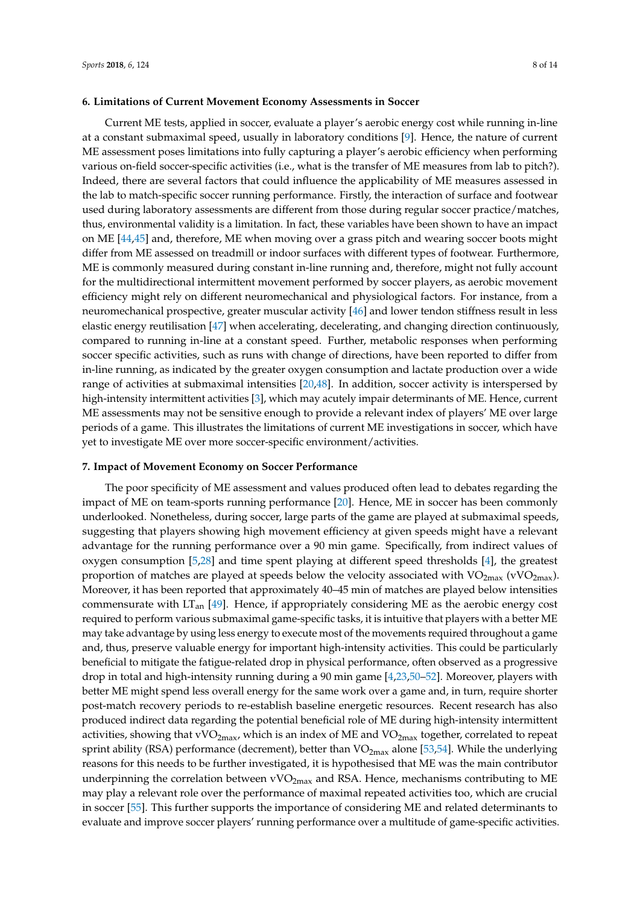## 6. Limitations of Current Movement Economy Assessments in Soccer

Current ME tests, applied in soccer, evaluate a player's aerobic energy cost while running in-line at a constant submaximal speed, usually in laboratory conditions [9]. Hence, the nature of current ME assessment poses limitations into fully capturing a player's aerobic efficiency when performing various on-field soccer-specific activities (i.e., what is the transfer of ME measures from lab to pitch?). Indeed, there are several factors that could influence the applicability of ME measures assessed in the lab to match-specific soccer running performance. Firstly, the interaction of surface and footwear used during laboratory assessments are different from those during regular soccer practice/matches, thus, environmental validity is a limitation. In fact, these variables have been shown to have an impact on ME [44,45] and, therefore, ME when moving over a grass pitch and wearing soccer boots might differ from ME assessed on treadmill or indoor surfaces with different types of footwear. Furthermore, ME is commonly measured during constant in-line running and, therefore, might not fully account for the multidirectional intermittent movement performed by soccer players, as aerobic movement efficiency might rely on different neuromechanical and physiological factors. For instance, from a neuromechanical prospective, greater muscular activity [46] and lower tendon stiffness result in less elastic energy reutilisation [47] when accelerating, decelerating, and changing direction continuously, compared to running in-line at a constant speed. Further, metabolic responses when performing soccer specific activities, such as runs with change of directions, have been reported to differ from in-line running, as indicated by the greater oxygen consumption and lactate production over a wide range of activities at submaximal intensities [20,48]. In addition, soccer activity is interspersed by high-intensity intermittent activities [3], which may acutely impair determinants of ME. Hence, current ME assessments may not be sensitive enough to provide a relevant index of players' ME over large periods of a game. This illustrates the limitations of current ME investigations in soccer, which have yet to investigate ME over more soccer-specific environment/activities.

## 7. Impact of Movement Economy on Soccer Performance

The poor specificity of ME assessment and values produced often lead to debates regarding the impact of ME on team-sports running performance [20]. Hence, ME in soccer has been commonly underlooked. Nonetheless, during soccer, large parts of the game are played at submaximal speeds, suggesting that players showing high movement efficiency at given speeds might have a relevant advantage for the running performance over a 90 min game. Specifically, from indirect values of oxygen consumption [5,28] and time spent playing at different speed thresholds [4], the greatest proportion of matches are played at speeds below the velocity associated with $VO_{2max}$ ($vVO_{2max}$). Moreover, it has been reported that approximately 40–45 min of matches are played below intensities commensurate with $LT_{an}$ [49]. Hence, if appropriately considering ME as the aerobic energy cost required to perform various submaximal game-specific tasks, it is intuitive that players with a better ME may take advantage by using less energy to execute most of the movements required throughout a game and, thus, preserve valuable energy for important high-intensity activities. This could be particularly beneficial to mitigate the fatigue-related drop in physical performance, often observed as a progressive drop in total and high-intensity running during a 90 min game [4,23,50–52]. Moreover, players with better ME might spend less overall energy for the same work over a game and, in turn, require shorter post-match recovery periods to re-establish baseline energetic resources. Recent research has also produced indirect data regarding the potential beneficial role of ME during high-intensity intermittent activities, showing that $vVO_{2max}$, which is an index of ME and $VO_{2max}$ together, correlated to repeat sprint ability (RSA) performance (decrement), better than $VO_{2max}$ alone [53,54]. While the underlying reasons for this needs to be further investigated, it is hypothesised that ME was the main contributor underpinning the correlation between $vVO_{2max}$ and RSA. Hence, mechanisms contributing to ME may play a relevant role over the performance of maximal repeated activities too, which are crucial in soccer [55]. This further supports the importance of considering ME and related determinants to evaluate and improve soccer players' running performance over a multitude of game-specific activities.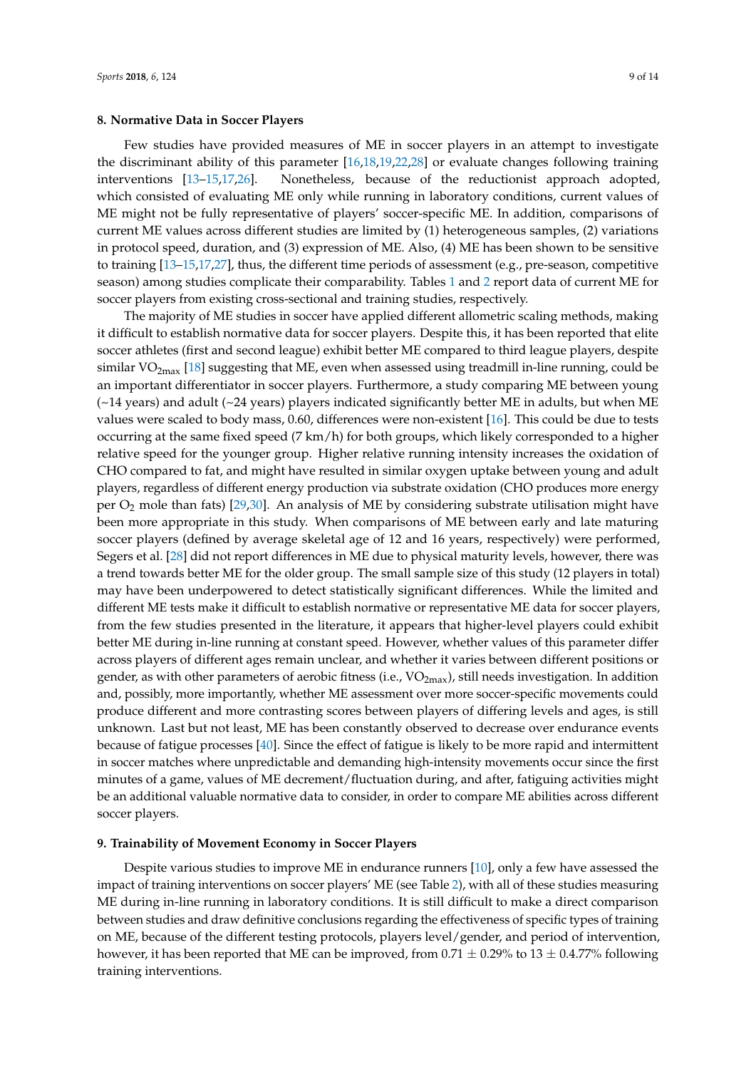## 8. Normative Data in Soccer Players

Few studies have provided measures of ME in soccer players in an attempt to investigate the discriminant ability of this parameter [16,18,19,22,28] or evaluate changes following training interventions [13–15,17,26]. Nonetheless, because of the reductionist approach adopted, which consisted of evaluating ME only while running in laboratory conditions, current values of ME might not be fully representative of players' soccer-specific ME. In addition, comparisons of current ME values across different studies are limited by (1) heterogeneous samples, (2) variations in protocol speed, duration, and (3) expression of ME. Also, (4) ME has been shown to be sensitive to training [13–15,17,27], thus, the different time periods of assessment (e.g., pre-season, competitive season) among studies complicate their comparability. Tables 1 and 2 report data of current ME for soccer players from existing cross-sectional and training studies, respectively.

The majority of ME studies in soccer have applied different allometric scaling methods, making it difficult to establish normative data for soccer players. Despite this, it has been reported that elite soccer athletes (first and second league) exhibit better ME compared to third league players, despite similar $VO_{2max}$ [18] suggesting that ME, even when assessed using treadmill in-line running, could be an important differentiator in soccer players. Furthermore, a study comparing ME between young (~14 years) and adult (~24 years) players indicated significantly better ME in adults, but when ME values were scaled to body mass, 0.60, differences were non-existent [16]. This could be due to tests occurring at the same fixed speed (7 km/h) for both groups, which likely corresponded to a higher relative speed for the younger group. Higher relative running intensity increases the oxidation of CHO compared to fat, and might have resulted in similar oxygen uptake between young and adult players, regardless of different energy production via substrate oxidation (CHO produces more energy per $O_2$ mole than fats) [29,30]. An analysis of ME by considering substrate utilisation might have been more appropriate in this study. When comparisons of ME between early and late maturing soccer players (defined by average skeletal age of 12 and 16 years, respectively) were performed, Segers et al. [28] did not report differences in ME due to physical maturity levels, however, there was a trend towards better ME for the older group. The small sample size of this study (12 players in total) may have been underpowered to detect statistically significant differences. While the limited and different ME tests make it difficult to establish normative or representative ME data for soccer players, from the few studies presented in the literature, it appears that higher-level players could exhibit better ME during in-line running at constant speed. However, whether values of this parameter differ across players of different ages remain unclear, and whether it varies between different positions or gender, as with other parameters of aerobic fitness (i.e., $VO_{2max}$), still needs investigation. In addition and, possibly, more importantly, whether ME assessment over more soccer-specific movements could produce different and more contrasting scores between players of differing levels and ages, is still unknown. Last but not least, ME has been constantly observed to decrease over endurance events because of fatigue processes [40]. Since the effect of fatigue is likely to be more rapid and intermittent in soccer matches where unpredictable and demanding high-intensity movements occur since the first minutes of a game, values of ME decrement/fluctuation during, and after, fatiguing activities might be an additional valuable normative data to consider, in order to compare ME abilities across different soccer players.

## 9. Trainability of Movement Economy in Soccer Players

Despite various studies to improve ME in endurance runners [10], only a few have assessed the impact of training interventions on soccer players' ME (see Table 2), with all of these studies measuring ME during in-line running in laboratory conditions. It is still difficult to make a direct comparison between studies and draw definitive conclusions regarding the effectiveness of specific types of training on ME, because of the different testing protocols, players level/gender, and period of intervention, however, it has been reported that ME can be improved, from 0.71 ± 0.29% to 13 ± 0.4.77% following training interventions.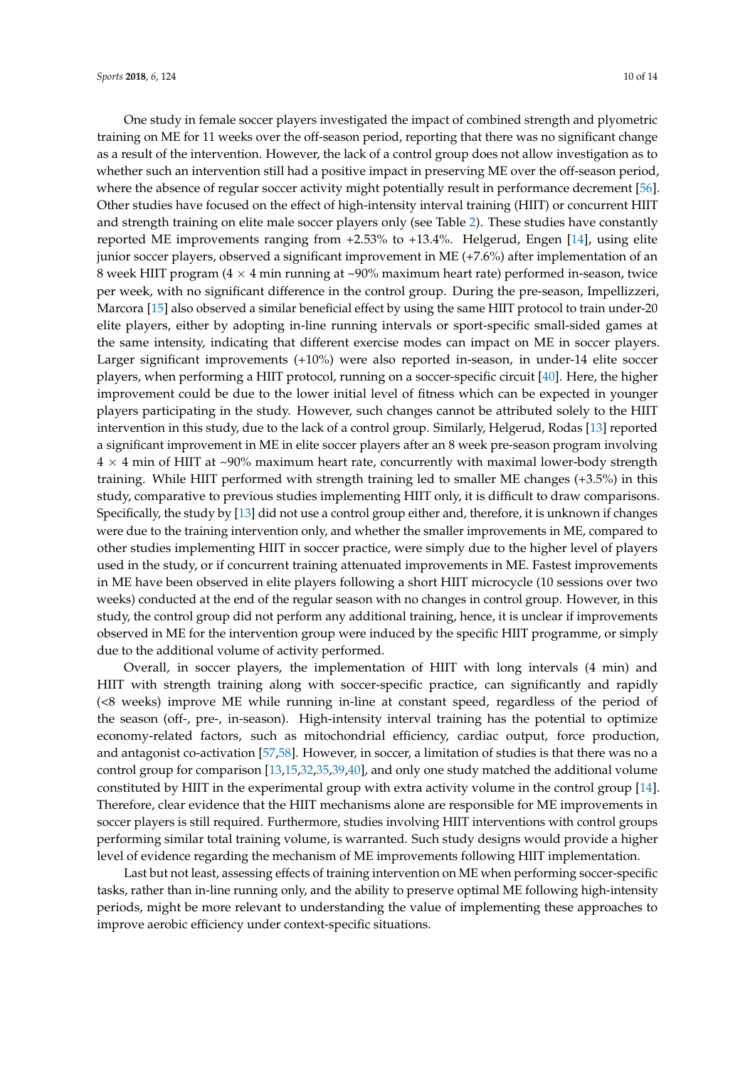One study in female soccer players investigated the impact of combined strength and plyometric training on ME for 11 weeks over the off-season period, reporting that there was no significant change as a result of the intervention. However, the lack of a control group does not allow investigation as to whether such an intervention still had a positive impact in preserving ME over the off-season period, where the absence of regular soccer activity might potentially result in performance decrement [56]. Other studies have focused on the effect of high-intensity interval training (HIIT) or concurrent HIIT and strength training on elite male soccer players only (see Table 2). These studies have constantly reported ME improvements ranging from +2.53% to +13.4%. Helgerud, Engen [14], using elite junior soccer players, observed a significant improvement in ME (+7.6%) after implementation of an 8 week HIIT program (4 × 4 min running at ~90% maximum heart rate) performed in-season, twice per week, with no significant difference in the control group. During the pre-season, Impellizzeri, Marcora [15] also observed a similar beneficial effect by using the same HIIT protocol to train under-20 elite players, either by adopting in-line running intervals or sport-specific small-sided games at the same intensity, indicating that different exercise modes can impact on ME in soccer players. Larger significant improvements (+10%) were also reported in-season, in under-14 elite soccer players, when performing a HIIT protocol, running on a soccer-specific circuit [40]. Here, the higher improvement could be due to the lower initial level of fitness which can be expected in younger players participating in the study. However, such changes cannot be attributed solely to the HIIT intervention in this study, due to the lack of a control group. Similarly, Helgerud, Rodas [13] reported a significant improvement in ME in elite soccer players after an 8 week pre-season program involving 4 × 4 min of HIIT at ~90% maximum heart rate, concurrently with maximal lower-body strength training. While HIIT performed with strength training led to smaller ME changes (+3.5%) in this study, comparative to previous studies implementing HIIT only, it is difficult to draw comparisons. Specifically, the study by [13] did not use a control group either and, therefore, it is unknown if changes were due to the training intervention only, and whether the smaller improvements in ME, compared to other studies implementing HIIT in soccer practice, were simply due to the higher level of players used in the study, or if concurrent training attenuated improvements in ME. Fastest improvements in ME have been observed in elite players following a short HIIT microcycle (10 sessions over two weeks) conducted at the end of the regular season with no changes in control group. However, in this study, the control group did not perform any additional training, hence, it is unclear if improvements observed in ME for the intervention group were induced by the specific HIIT programme, or simply due to the additional volume of activity performed.

Overall, in soccer players, the implementation of HIIT with long intervals (4 min) and HIIT with strength training along with soccer-specific practice, can significantly and rapidly (<8 weeks) improve ME while running in-line at constant speed, regardless of the period of the season (off-, pre-, in-season). High-intensity interval training has the potential to optimize economy-related factors, such as mitochondrial efficiency, cardiac output, force production, and antagonist co-activation [57,58]. However, in soccer, a limitation of studies is that there was no a control group for comparison [13,15,32,35,39,40], and only one study matched the additional volume constituted by HIIT in the experimental group with extra activity volume in the control group [14]. Therefore, clear evidence that the HIIT mechanisms alone are responsible for ME improvements in soccer players is still required. Furthermore, studies involving HIIT interventions with control groups performing similar total training volume, is warranted. Such study designs would provide a higher level of evidence regarding the mechanism of ME improvements following HIIT implementation.

Last but not least, assessing effects of training intervention on ME when performing soccer-specific tasks, rather than in-line running only, and the ability to preserve optimal ME following high-intensity periods, might be more relevant to understanding the value of implementing these approaches to improve aerobic efficiency under context-specific situations.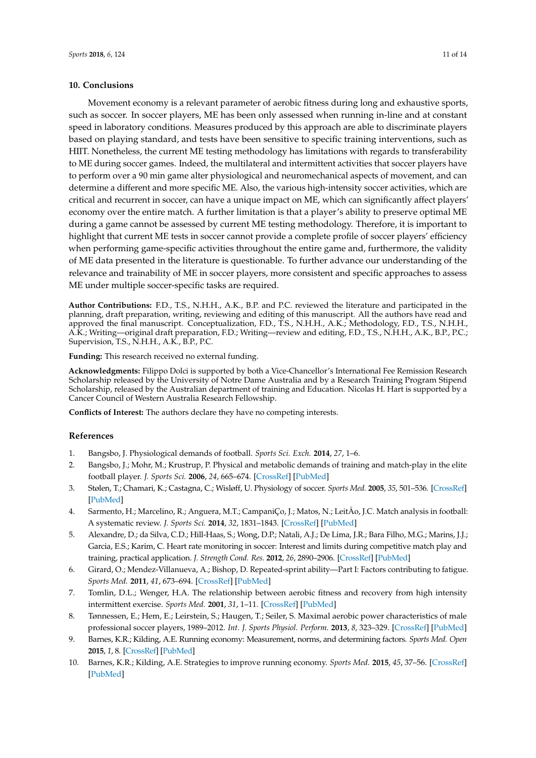## 10. Conclusions

Movement economy is a relevant parameter of aerobic fitness during long and exhaustive sports, such as soccer. In soccer players, ME has been only assessed when running in-line and at constant speed in laboratory conditions. Measures produced by this approach are able to discriminate players based on playing standard, and tests have been sensitive to specific training interventions, such as HIIT. Nonetheless, the current ME testing methodology has limitations with regards to transferability to ME during soccer games. Indeed, the multilateral and intermittent activities that soccer players have to perform over a 90 min game alter physiological and neuromechanical aspects of movement, and can determine a different and more specific ME. Also, the various high-intensity soccer activities, which are critical and recurrent in soccer, can have a unique impact on ME, which can significantly affect players' economy over the entire match. A further limitation is that a player's ability to preserve optimal ME during a game cannot be assessed by current ME testing methodology. Therefore, it is important to highlight that current ME tests in soccer cannot provide a complete profile of soccer players' efficiency when performing game-specific activities throughout the entire game and, furthermore, the validity of ME data presented in the literature is questionable. To further advance our understanding of the relevance and trainability of ME in soccer players, more consistent and specific approaches to assess ME under multiple soccer-specific tasks are required.

**Author Contributions:** F.D., T.S., N.H.H., A.K., B.P. and P.C. reviewed the literature and participated in the planning, draft preparation, writing, reviewing and editing of this manuscript. All the authors have read and approved the final manuscript. Conceptualization, F.D., T.S., N.H.H., A.K.; Methodology, F.D., T.S., N.H.H., A.K.; Writing—original draft preparation, F.D.; Writing—review and editing, F.D., T.S., N.H.H., A.K., B.P., P.C.; Supervision, T.S., N.H.H., A.K., B.P., P.C.

**Funding:** This research received no external funding.

**Acknowledgments:** Filippo Dolci is supported by both a Vice-Chancellor's International Fee Remission Research Scholarship released by the University of Notre Dame Australia and by a Research Training Program Stipend Scholarship, released by the Australian department of training and Education. Nicolas H. Hart is supported by a Cancer Council of Western Australia Research Fellowship.

**Conflicts of Interest:** The authors declare they have no competing interests.

## References

1. Bangsbo, J. Physiological demands of football. *Sports Sci. Exch.* **2014**, *27*, 1–6.
2. Bangsbo, J.; Mohr, M.; Krustrup, P. Physical and metabolic demands of training and match-play in the elite football player. *J. Sports Sci.* **2006**, *24*, 665–674. [CrossRef] [PubMed]
3. Stølen, T.; Chamari, K.; Castagna, C.; Wisløff, U. Physiology of soccer. *Sports Med.* **2005**, *35*, 501–536. [CrossRef] [PubMed]
4. Sarmento, H.; Marcelino, R.; Anguera, M.T.; CampaniÇo, J.; Matos, N.; LeitÃo, J.C. Match analysis in football: A systematic review. *J. Sports Sci.* **2014**, *32*, 1831–1843. [CrossRef] [PubMed]
5. Alexandre, D.; da Silva, C.D.; Hill-Haas, S.; Wong, D.P.; Natali, A.J.; De Lima, J.R.; Bara Filho, M.G.; Marins, J.J.; Garcia, E.S.; Karim, C. Heart rate monitoring in soccer: Interest and limits during competitive match play and training, practical application. *J. Strength Cond. Res.* **2012**, *26*, 2890–2906. [CrossRef] [PubMed]
6. Girard, O.; Mendez-Villanueva, A.; Bishop, D. Repeated-sprint ability—Part I: Factors contributing to fatigue. *Sports Med.* **2011**, *41*, 673–694. [CrossRef] [PubMed]
7. Tomlin, D.L.; Wenger, H.A. The relationship between aerobic fitness and recovery from high intensity intermittent exercise. *Sports Med.* **2001**, *31*, 1–11. [CrossRef] [PubMed]
8. Tønnessen, E.; Hem, E.; Leirstein, S.; Haugen, T.; Seiler, S. Maximal aerobic power characteristics of male professional soccer players, 1989–2012. *Int. J. Sports Physiol. Perform.* **2013**, *8*, 323–329. [CrossRef] [PubMed]
9. Barnes, K.R.; Kilding, A.E. Running economy: Measurement, norms, and determining factors. *Sports Med. Open* **2015**, *1*, 8. [CrossRef] [PubMed]
10. Barnes, K.R.; Kilding, A.E. Strategies to improve running economy. *Sports Med.* **2015**, *45*, 37–56. [CrossRef] [PubMed]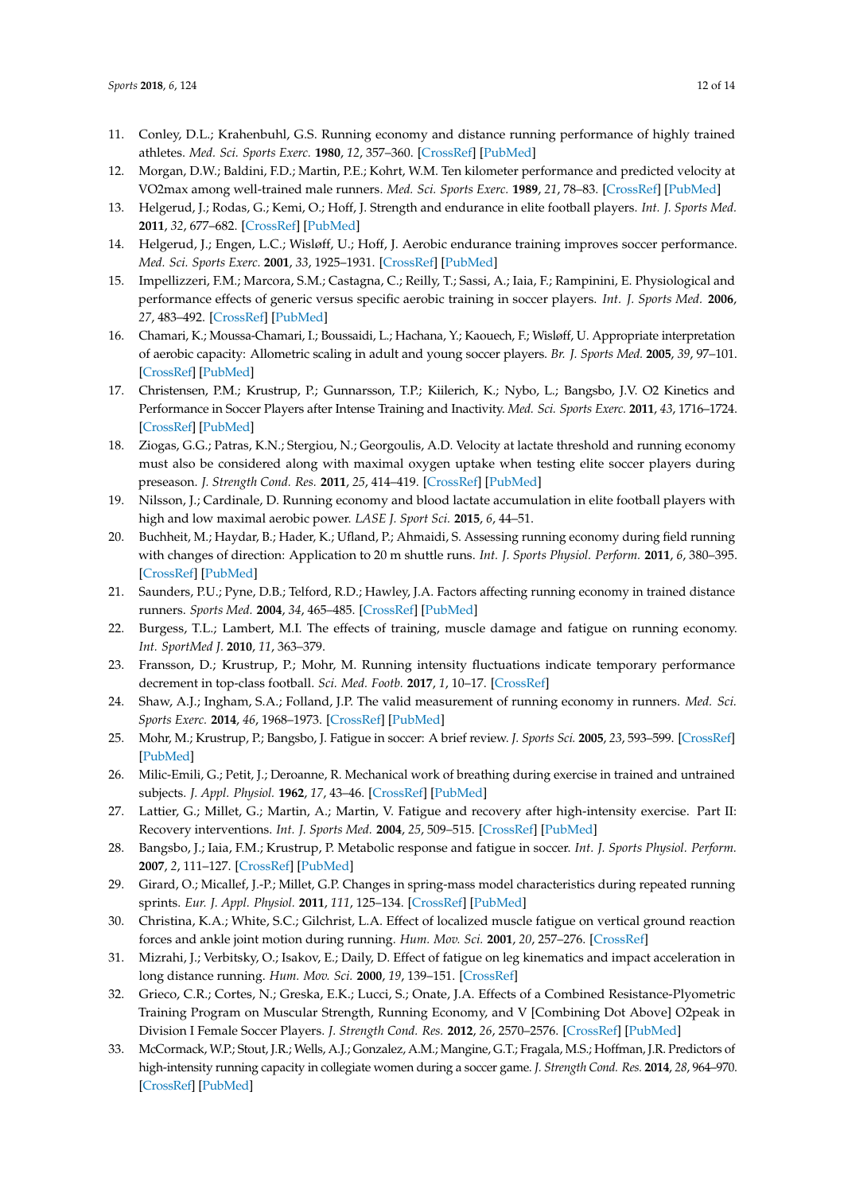11. Conley, D.L.; Krahenbuhl, G.S. Running economy and distance running performance of highly trained athletes. *Med. Sci. Sports Exerc.* **1980**, *12*, 357–360. [CrossRef] [PubMed]
12. Morgan, D.W.; Baldini, F.D.; Martin, P.E.; Kohrt, W.M. Ten kilometer performance and predicted velocity at VO2max among well-trained male runners. *Med. Sci. Sports Exerc.* **1989**, *21*, 78–83. [CrossRef] [PubMed]
13. Helgerud, J.; Rodas, G.; Kemi, O.; Hoff, J. Strength and endurance in elite football players. *Int. J. Sports Med.* **2011**, *32*, 677–682. [CrossRef] [PubMed]
14. Helgerud, J.; Engen, L.C.; Wisløff, U.; Hoff, J. Aerobic endurance training improves soccer performance. *Med. Sci. Sports Exerc.* **2001**, *33*, 1925–1931. [CrossRef] [PubMed]
15. Impellizzeri, F.M.; Marcora, S.M.; Castagna, C.; Reilly, T.; Sassi, A.; Iaia, F.; Rampinini, E. Physiological and performance effects of generic versus specific aerobic training in soccer players. *Int. J. Sports Med.* **2006**, *27*, 483–492. [CrossRef] [PubMed]
16. Chamari, K.; Moussa-Chamari, I.; Boussaidi, L.; Hachana, Y.; Kaouech, F.; Wisløff, U. Appropriate interpretation of aerobic capacity: Allometric scaling in adult and young soccer players. *Br. J. Sports Med.* **2005**, *39*, 97–101. [CrossRef] [PubMed]
17. Christensen, P.M.; Krustrup, P.; Gunnarsson, T.P.; Kiilerich, K.; Nybo, L.; Bangsbo, J.V. O2 Kinetics and Performance in Soccer Players after Intense Training and Inactivity. *Med. Sci. Sports Exerc.* **2011**, *43*, 1716–1724. [CrossRef] [PubMed]
18. Ziogas, G.G.; Patras, K.N.; Stergiou, N.; Georgoulis, A.D. Velocity at lactate threshold and running economy must also be considered along with maximal oxygen uptake when testing elite soccer players during preseason. *J. Strength Cond. Res.* **2011**, *25*, 414–419. [CrossRef] [PubMed]
19. Nilsson, J.; Cardinale, D. Running economy and blood lactate accumulation in elite football players with high and low maximal aerobic power. *LASE J. Sport Sci.* **2015**, *6*, 44–51.
20. Buchheit, M.; Haydar, B.; Hader, K.; Ufland, P.; Ahmaidi, S. Assessing running economy during field running with changes of direction: Application to 20 m shuttle runs. *Int. J. Sports Physiol. Perform.* **2011**, *6*, 380–395. [CrossRef] [PubMed]
21. Saunders, P.U.; Pyne, D.B.; Telford, R.D.; Hawley, J.A. Factors affecting running economy in trained distance runners. *Sports Med.* **2004**, *34*, 465–485. [CrossRef] [PubMed]
22. Burgess, T.L.; Lambert, M.I. The effects of training, muscle damage and fatigue on running economy. *Int. SportMed J.* **2010**, *11*, 363–379.
23. Fransson, D.; Krustrup, P.; Mohr, M. Running intensity fluctuations indicate temporary performance decrement in top-class football. *Sci. Med. Footb.* **2017**, *1*, 10–17. [CrossRef]
24. Shaw, A.J.; Ingham, S.A.; Folland, J.P. The valid measurement of running economy in runners. *Med. Sci. Sports Exerc.* **2014**, *46*, 1968–1973. [CrossRef] [PubMed]
25. Mohr, M.; Krustrup, P.; Bangsbo, J. Fatigue in soccer: A brief review. *J. Sports Sci.* **2005**, *23*, 593–599. [CrossRef] [PubMed]
26. Milic-Emili, G.; Petit, J.; Deroanne, R. Mechanical work of breathing during exercise in trained and untrained subjects. *J. Appl. Physiol.* **1962**, *17*, 43–46. [CrossRef] [PubMed]
27. Lattier, G.; Millet, G.; Martin, A.; Martin, V. Fatigue and recovery after high-intensity exercise. Part II: Recovery interventions. *Int. J. Sports Med.* **2004**, *25*, 509–515. [CrossRef] [PubMed]
28. Bangsbo, J.; Iaia, F.M.; Krustrup, P. Metabolic response and fatigue in soccer. *Int. J. Sports Physiol. Perform.* **2007**, *2*, 111–127. [CrossRef] [PubMed]
29. Girard, O.; Micallef, J.-P.; Millet, G.P. Changes in spring-mass model characteristics during repeated running sprints. *Eur. J. Appl. Physiol.* **2011**, *111*, 125–134. [CrossRef] [PubMed]
30. Christina, K.A.; White, S.C.; Gilchrist, L.A. Effect of localized muscle fatigue on vertical ground reaction forces and ankle joint motion during running. *Hum. Mov. Sci.* **2001**, *20*, 257–276. [CrossRef]
31. Mizrahi, J.; Verbitsky, O.; Isakov, E.; Daily, D. Effect of fatigue on leg kinematics and impact acceleration in long distance running. *Hum. Mov. Sci.* **2000**, *19*, 139–151. [CrossRef]
32. Grieco, C.R.; Cortes, N.; Greska, E.K.; Lucci, S.; Onate, J.A. Effects of a Combined Resistance-Plyometric Training Program on Muscular Strength, Running Economy, and V [Combining Dot Above] O2peak in Division I Female Soccer Players. *J. Strength Cond. Res.* **2012**, *26*, 2570–2576. [CrossRef] [PubMed]
33. McCormack, W.P.; Stout, J.R.; Wells, A.J.; Gonzalez, A.M.; Mangine, G.T.; Fragala, M.S.; Hoffman, J.R. Predictors of high-intensity running capacity in collegiate women during a soccer game. *J. Strength Cond. Res.* **2014**, *28*, 964–970. [CrossRef] [PubMed]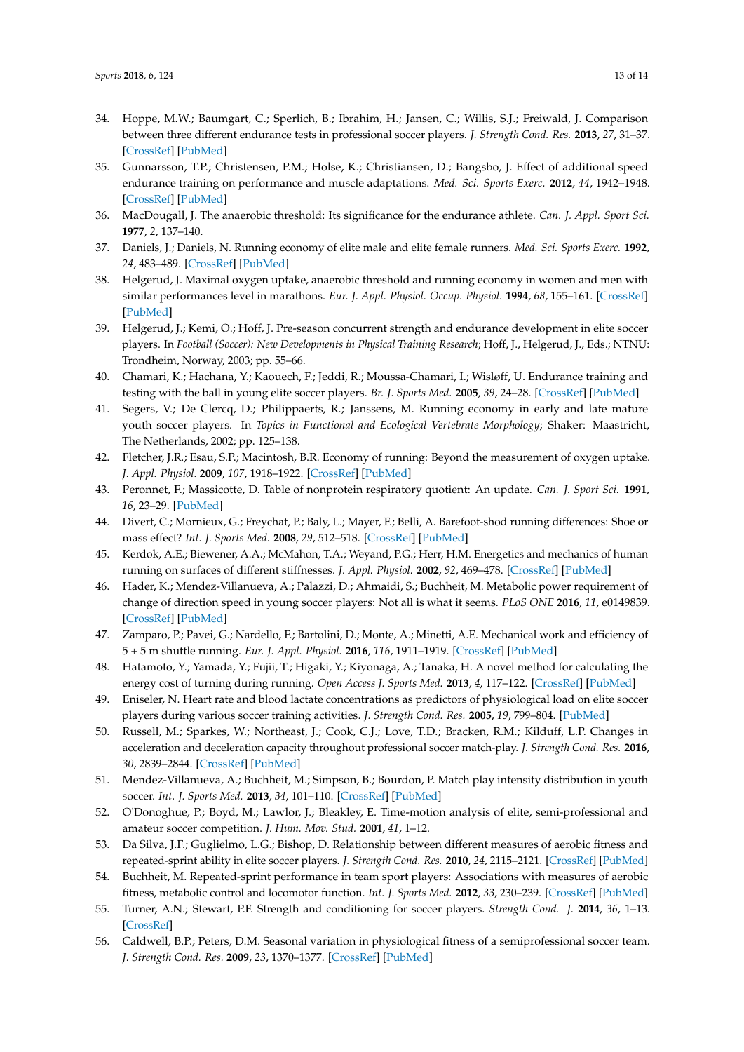34. Hoppe, M.W.; Baumgart, C.; Sperlich, B.; Ibrahim, H.; Jansen, C.; Willis, S.J.; Freiwald, J. Comparison between three different endurance tests in professional soccer players. *J. Strength Cond. Res.* **2013**, *27*, 31–37. [CrossRef] [PubMed]
35. Gunnarsson, T.P.; Christensen, P.M.; Holse, K.; Christiansen, D.; Bangsbo, J. Effect of additional speed endurance training on performance and muscle adaptations. *Med. Sci. Sports Exerc.* **2012**, *44*, 1942–1948. [CrossRef] [PubMed]
36. MacDougall, J. The anaerobic threshold: Its significance for the endurance athlete. *Can. J. Appl. Sport Sci.* **1977**, *2*, 137–140.
37. Daniels, J.; Daniels, N. Running economy of elite male and elite female runners. *Med. Sci. Sports Exerc.* **1992**, *24*, 483–489. [CrossRef] [PubMed]
38. Helgerud, J. Maximal oxygen uptake, anaerobic threshold and running economy in women and men with similar performances level in marathons. *Eur. J. Appl. Physiol. Occup. Physiol.* **1994**, *68*, 155–161. [CrossRef] [PubMed]
39. Helgerud, J.; Kemi, O.; Hoff, J. Pre-season concurrent strength and endurance development in elite soccer players. In *Football (Soccer): New Developments in Physical Training Research*; Hoff, J., Helgerud, J., Eds.; NTNU: Trondheim, Norway, 2003; pp. 55–66.
40. Chamari, K.; Hachana, Y.; Kaouech, F.; Jeddi, R.; Moussa-Chamari, I.; Wisløff, U. Endurance training and testing with the ball in young elite soccer players. *Br. J. Sports Med.* **2005**, *39*, 24–28. [CrossRef] [PubMed]
41. Segers, V.; De Clercq, D.; Philippaerts, R.; Janssens, M. Running economy in early and late mature youth soccer players. In *Topics in Functional and Ecological Vertebrate Morphology*; Shaker: Maastricht, The Netherlands, 2002; pp. 125–138.
42. Fletcher, J.R.; Esau, S.P.; Macintosh, B.R. Economy of running: Beyond the measurement of oxygen uptake. *J. Appl. Physiol.* **2009**, *107*, 1918–1922. [CrossRef] [PubMed]
43. Peronnet, F.; Massicotte, D. Table of nonprotein respiratory quotient: An update. *Can. J. Sport Sci.* **1991**, *16*, 23–29. [PubMed]
44. Divert, C.; Mornieux, G.; Freychat, P.; Baly, L.; Mayer, F.; Belli, A. Barefoot-shod running differences: Shoe or mass effect? *Int. J. Sports Med.* **2008**, *29*, 512–518. [CrossRef] [PubMed]
45. Kerdok, A.E.; Biewener, A.A.; McMahon, T.A.; Weyand, P.G.; Herr, H.M. Energetics and mechanics of human running on surfaces of different stiffnesses. *J. Appl. Physiol.* **2002**, *92*, 469–478. [CrossRef] [PubMed]
46. Hader, K.; Mendez-Villanueva, A.; Palazzi, D.; Ahmaidi, S.; Buchheit, M. Metabolic power requirement of change of direction speed in young soccer players: Not all is what it seems. *PLoS ONE* **2016**, *11*, e0149839. [CrossRef] [PubMed]
47. Zamparo, P.; Pavei, G.; Nardello, F.; Bartolini, D.; Monte, A.; Minetti, A.E. Mechanical work and efficiency of 5 + 5 m shuttle running. *Eur. J. Appl. Physiol.* **2016**, *116*, 1911–1919. [CrossRef] [PubMed]
48. Hatamoto, Y.; Yamada, Y.; Fujii, T.; Higaki, Y.; Kiyonaga, A.; Tanaka, H. A novel method for calculating the energy cost of turning during running. *Open Access J. Sports Med.* **2013**, *4*, 117–122. [CrossRef] [PubMed]
49. Eniseler, N. Heart rate and blood lactate concentrations as predictors of physiological load on elite soccer players during various soccer training activities. *J. Strength Cond. Res.* **2005**, *19*, 799–804. [PubMed]
50. Russell, M.; Sparkes, W.; Northeast, J.; Cook, C.J.; Love, T.D.; Bracken, R.M.; Kilduff, L.P. Changes in acceleration and deceleration capacity throughout professional soccer match-play. *J. Strength Cond. Res.* **2016**, *30*, 2839–2844. [CrossRef] [PubMed]
51. Mendez-Villanueva, A.; Buchheit, M.; Simpson, B.; Bourdon, P. Match play intensity distribution in youth soccer. *Int. J. Sports Med.* **2013**, *34*, 101–110. [CrossRef] [PubMed]
52. O'Donoghue, P.; Boyd, M.; Lawlor, J.; Bleakley, E. Time-motion analysis of elite, semi-professional and amateur soccer competition. *J. Hum. Mov. Stud.* **2001**, *41*, 1–12.
53. Da Silva, J.F.; Guglielmo, L.G.; Bishop, D. Relationship between different measures of aerobic fitness and repeated-sprint ability in elite soccer players. *J. Strength Cond. Res.* **2010**, *24*, 2115–2121. [CrossRef] [PubMed]
54. Buchheit, M. Repeated-sprint performance in team sport players: Associations with measures of aerobic fitness, metabolic control and locomotor function. *Int. J. Sports Med.* **2012**, *33*, 230–239. [CrossRef] [PubMed]
55. Turner, A.N.; Stewart, P.F. Strength and conditioning for soccer players. *Strength Cond. J.* **2014**, *36*, 1–13. [CrossRef]
56. Caldwell, B.P.; Peters, D.M. Seasonal variation in physiological fitness of a semiprofessional soccer team. *J. Strength Cond. Res.* **2009**, *23*, 1370–1377. [CrossRef] [PubMed]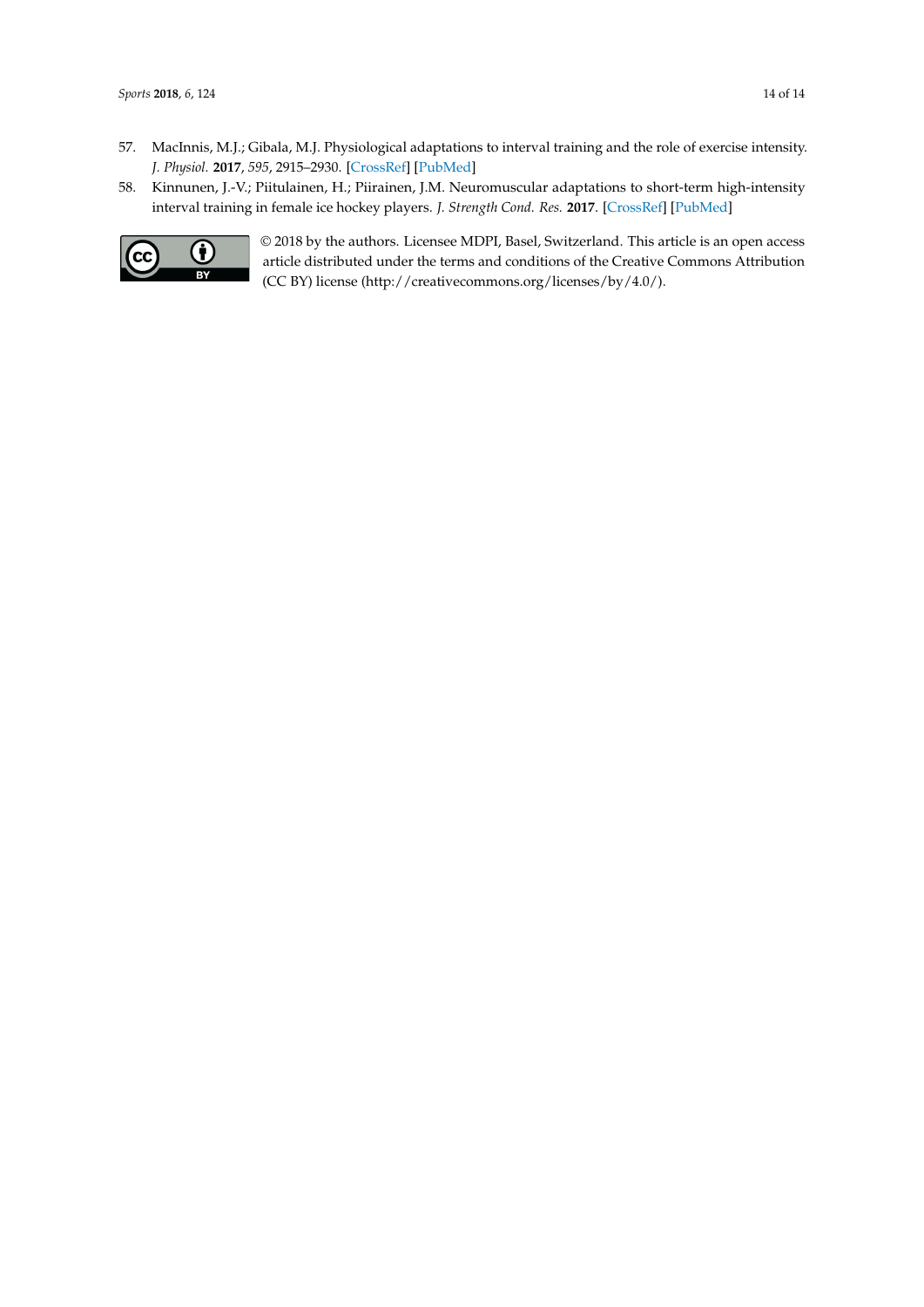57. MacInnis, M.J.; Gibala, M.J. Physiological adaptations to interval training and the role of exercise intensity. *J. Physiol.* **2017**, *595*, 2915–2930. [CrossRef] [PubMed]
58. Kinnunen, J.-V.; Piitulainen, H.; Piirainen, J.M. Neuromuscular adaptations to short-term high-intensity interval training in female ice hockey players. *J. Strength Cond. Res.* **2017**. [CrossRef] [PubMed]

© 2018 by the authors. Licensee MDPI, Basel, Switzerland. This article is an open access article distributed under the terms and conditions of the Creative Commons Attribution (CC BY) license (http://creativecommons.org/licenses/by/4.0/).